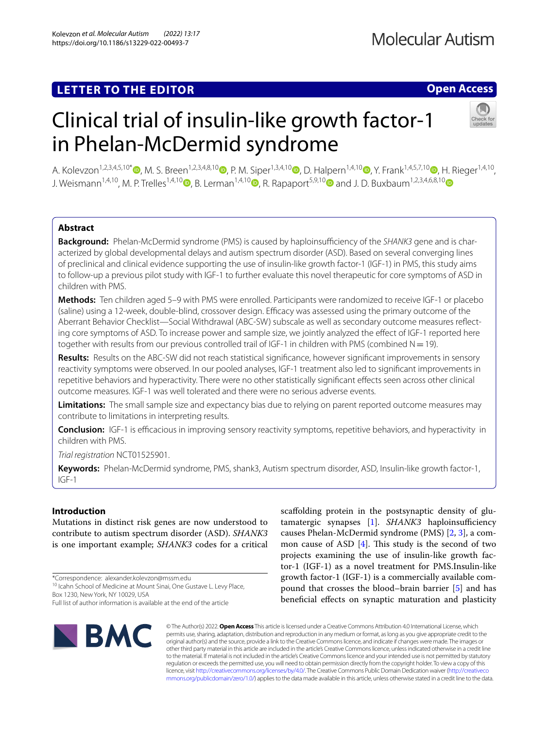LETTER TO THE EDITOR

Open Access

# Clinical trial of insulin-like growth factor-1 in Phelan-McDermid syndrome

A. Kolevzon[1,2,3,4,5,10*], M. S. Breen[1,2,3,4,8,10], P. M. Siper[1,3,4,10], D. Halpern[1,4,10], Y. Frank[1,4,5,7,10], H. Rieger[1,4,10], J. Weismann[1,4,10], M. P. Trelles[1,4,10], B. Lerman[1,4,10], R. Rapaport[5,9,10] and J. D. Buxbaum[1,2,3,4,6,8,10]

## Abstract

**Background:** Phelan-McDermid syndrome (PMS) is caused by haploinsufficiency of the *SHANK3* gene and is characterized by global developmental delays and autism spectrum disorder (ASD). Based on several converging lines of preclinical and clinical evidence supporting the use of insulin-like growth factor-1 (IGF-1) in PMS, this study aims to follow-up a previous pilot study with IGF-1 to further evaluate this novel therapeutic for core symptoms of ASD in children with PMS.

**Methods:** Ten children aged 5–9 with PMS were enrolled. Participants were randomized to receive IGF-1 or placebo (saline) using a 12-week, double-blind, crossover design. Efficacy was assessed using the primary outcome of the Aberrant Behavior Checklist—Social Withdrawal (ABC-SW) subscale as well as secondary outcome measures reflecting core symptoms of ASD. To increase power and sample size, we jointly analyzed the effect of IGF-1 reported here together with results from our previous controlled trail of IGF-1 in children with PMS (combined N = 19).

**Results:** Results on the ABC-SW did not reach statistical significance, however significant improvements in sensory reactivity symptoms were observed. In our pooled analyses, IGF-1 treatment also led to significant improvements in repetitive behaviors and hyperactivity. There were no other statistically significant effects seen across other clinical outcome measures. IGF-1 was well tolerated and there were no serious adverse events.

**Limitations:** The small sample size and expectancy bias due to relying on parent reported outcome measures may contribute to limitations in interpreting results.

**Conclusion:** IGF-1 is efficacious in improving sensory reactivity symptoms, repetitive behaviors, and hyperactivity in children with PMS.

*Trial registration* NCT01525901.

**Keywords:** Phelan-McDermid syndrome, PMS, shank3, Autism spectrum disorder, ASD, Insulin-like growth factor-1, IGF-1

## Introduction

Mutations in distinct risk genes are now understood to contribute to autism spectrum disorder (ASD). *SHANK3* is one important example; *SHANK3* codes for a critical scaffolding protein in the postsynaptic density of glutamatergic synapses [1]. *SHANK3* haploinsufficiency causes Phelan-McDermid syndrome (PMS) [2, 3], a common cause of ASD [4]. This study is the second of two projects examining the use of insulin-like growth factor-1 (IGF-1) as a novel treatment for PMS.Insulin-like growth factor-1 (IGF-1) is a commercially available compound that crosses the blood–brain barrier [5] and has beneficial effects on synaptic maturation and plasticity

*Correspondence: alexander.kolevzon@mssm.edu
[10] Icahn School of Medicine at Mount Sinai, One Gustave L. Levy Place, Box 1230, New York, NY 10029, USA
Full list of author information is available at the end of the article

© The Author(s) 2022. **Open Access** This article is licensed under a Creative Commons Attribution 4.0 International License, which permits use, sharing, adaptation, distribution and reproduction in any medium or format, as long as you give appropriate credit to the original author(s) and the source, provide a link to the Creative Commons licence, and indicate if changes were made. The images or other third party material in this article are included in the article's Creative Commons licence, unless indicated otherwise in a credit line to the material. If material is not included in the article's Creative Commons licence and your intended use is not permitted by statutory regulation or exceeds the permitted use, you will need to obtain permission directly from the copyright holder. To view a copy of this licence, visit http://creativecommons.org/licenses/by/4.0/. The Creative Commons Public Domain Dedication waiver (http://creativecommons.org/publicdomain/zero/1.0/) applies to the data made available in this article, unless otherwise stated in a credit line to the data.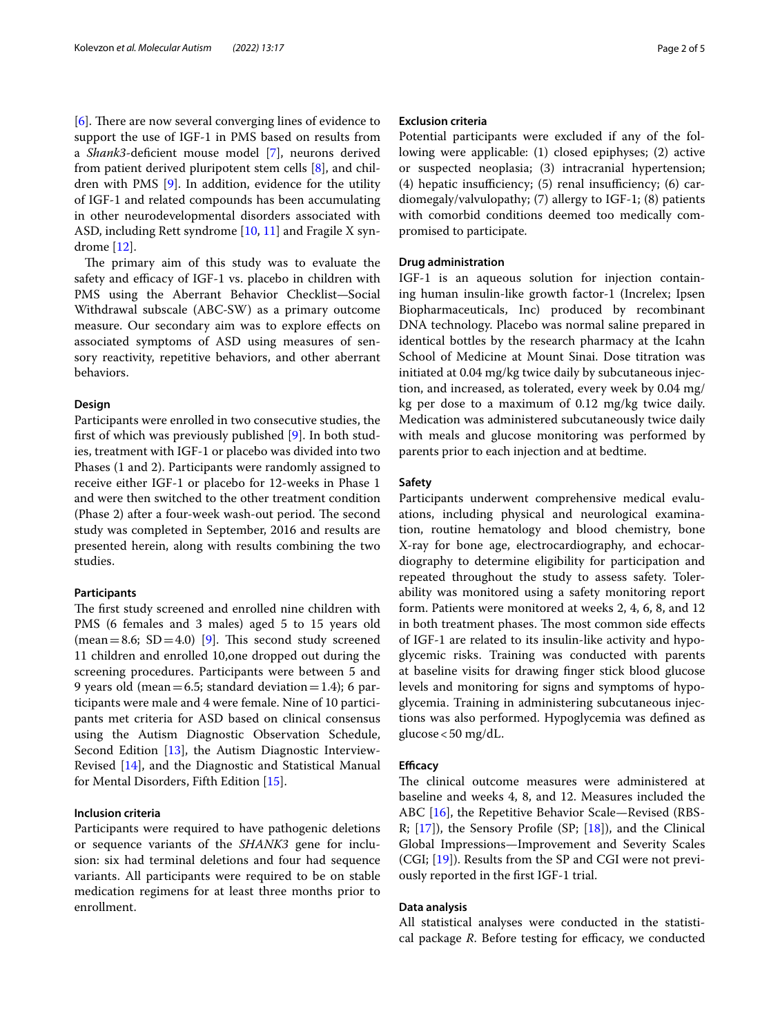[6]. There are now several converging lines of evidence to support the use of IGF-1 in PMS based on results from a *Shank3*-deficient mouse model [7], neurons derived from patient derived pluripotent stem cells [8], and children with PMS [9]. In addition, evidence for the utility of IGF-1 and related compounds has been accumulating in other neurodevelopmental disorders associated with ASD, including Rett syndrome [10, 11] and Fragile X syndrome [12].

The primary aim of this study was to evaluate the safety and efficacy of IGF-1 vs. placebo in children with PMS using the Aberrant Behavior Checklist—Social Withdrawal subscale (ABC-SW) as a primary outcome measure. Our secondary aim was to explore effects on associated symptoms of ASD using measures of sensory reactivity, repetitive behaviors, and other aberrant behaviors.

### Design

Participants were enrolled in two consecutive studies, the first of which was previously published [9]. In both studies, treatment with IGF-1 or placebo was divided into two Phases (1 and 2). Participants were randomly assigned to receive either IGF-1 or placebo for 12-weeks in Phase 1 and were then switched to the other treatment condition (Phase 2) after a four-week wash-out period. The second study was completed in September, 2016 and results are presented herein, along with results combining the two studies.

### Participants

The first study screened and enrolled nine children with PMS (6 females and 3 males) aged 5 to 15 years old (mean = 8.6; SD = 4.0) [9]. This second study screened 11 children and enrolled 10,one dropped out during the screening procedures. Participants were between 5 and 9 years old (mean = 6.5; standard deviation = 1.4); 6 participants were male and 4 were female. Nine of 10 participants met criteria for ASD based on clinical consensus using the Autism Diagnostic Observation Schedule, Second Edition [13], the Autism Diagnostic Interview-Revised [14], and the Diagnostic and Statistical Manual for Mental Disorders, Fifth Edition [15].

### Inclusion criteria

Participants were required to have pathogenic deletions or sequence variants of the *SHANK3* gene for inclusion: six had terminal deletions and four had sequence variants. All participants were required to be on stable medication regimens for at least three months prior to enrollment.

### Exclusion criteria

Potential participants were excluded if any of the following were applicable: (1) closed epiphyses; (2) active or suspected neoplasia; (3) intracranial hypertension; (4) hepatic insufficiency; (5) renal insufficiency; (6) cardiomegaly/valvulopathy; (7) allergy to IGF-1; (8) patients with comorbid conditions deemed too medically compromised to participate.

### Drug administration

IGF-1 is an aqueous solution for injection containing human insulin-like growth factor-1 (Increlex; Ipsen Biopharmaceuticals, Inc) produced by recombinant DNA technology. Placebo was normal saline prepared in identical bottles by the research pharmacy at the Icahn School of Medicine at Mount Sinai. Dose titration was initiated at 0.04 mg/kg twice daily by subcutaneous injection, and increased, as tolerated, every week by 0.04 mg/kg per dose to a maximum of 0.12 mg/kg twice daily. Medication was administered subcutaneously twice daily with meals and glucose monitoring was performed by parents prior to each injection and at bedtime.

### Safety

Participants underwent comprehensive medical evaluations, including physical and neurological examination, routine hematology and blood chemistry, bone X-ray for bone age, electrocardiography, and echocardiography to determine eligibility for participation and repeated throughout the study to assess safety. Tolerability was monitored using a safety monitoring report form. Patients were monitored at weeks 2, 4, 6, 8, and 12 in both treatment phases. The most common side effects of IGF-1 are related to its insulin-like activity and hypoglycemic risks. Training was conducted with parents at baseline visits for drawing finger stick blood glucose levels and monitoring for signs and symptoms of hypoglycemia. Training in administering subcutaneous injections was also performed. Hypoglycemia was defined as glucose < 50 mg/dL.

### Efficacy

The clinical outcome measures were administered at baseline and weeks 4, 8, and 12. Measures included the ABC [16], the Repetitive Behavior Scale—Revised (RBS-R; [17]), the Sensory Profile (SP; [18]), and the Clinical Global Impressions—Improvement and Severity Scales (CGI; [19]). Results from the SP and CGI were not previously reported in the first IGF-1 trial.

### Data analysis

All statistical analyses were conducted in the statistical package *R*. Before testing for efficacy, we conducted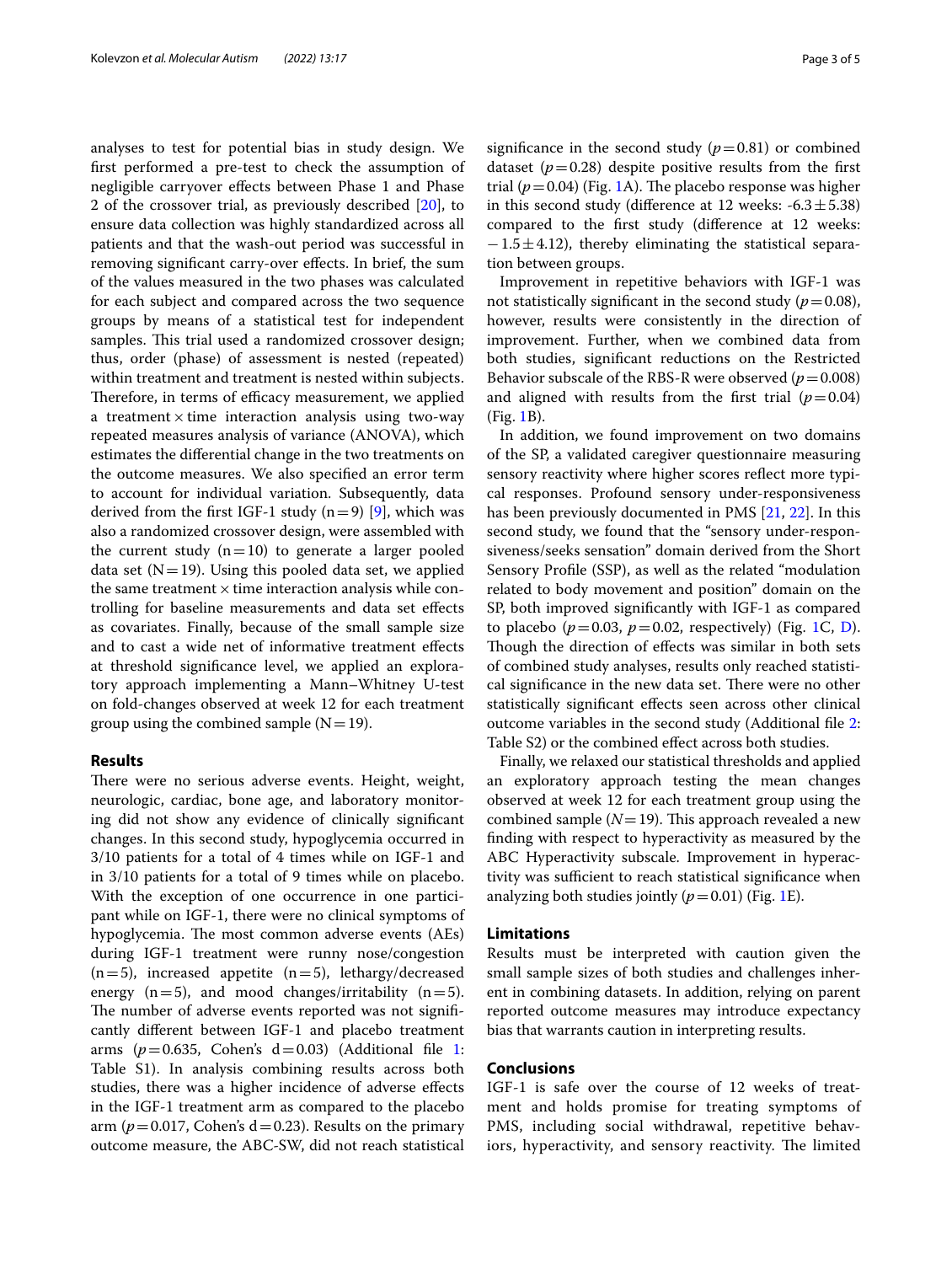analyses to test for potential bias in study design. We first performed a pre-test to check the assumption of negligible carryover effects between Phase 1 and Phase 2 of the crossover trial, as previously described [20], to ensure data collection was highly standardized across all patients and that the wash-out period was successful in removing significant carry-over effects. In brief, the sum of the values measured in the two phases was calculated for each subject and compared across the two sequence groups by means of a statistical test for independent samples. This trial used a randomized crossover design; thus, order (phase) of assessment is nested (repeated) within treatment and treatment is nested within subjects. Therefore, in terms of efficacy measurement, we applied a treatment × time interaction analysis using two-way repeated measures analysis of variance (ANOVA), which estimates the differential change in the two treatments on the outcome measures. We also specified an error term to account for individual variation. Subsequently, data derived from the first IGF-1 study ($n=9$) [9], which was also a randomized crossover design, were assembled with the current study ($n=10$) to generate a larger pooled data set ($N=19$). Using this pooled data set, we applied the same treatment × time interaction analysis while controlling for baseline measurements and data set effects as covariates. Finally, because of the small sample size and to cast a wide net of informative treatment effects at threshold significance level, we applied an exploratory approach implementing a Mann–Whitney U-test on fold-changes observed at week 12 for each treatment group using the combined sample ($N=19$).

## Results

There were no serious adverse events. Height, weight, neurologic, cardiac, bone age, and laboratory monitoring did not show any evidence of clinically significant changes. In this second study, hypoglycemia occurred in 3/10 patients for a total of 4 times while on IGF-1 and in 3/10 patients for a total of 9 times while on placebo. With the exception of one occurrence in one participant while on IGF-1, there were no clinical symptoms of hypoglycemia. The most common adverse events (AEs) during IGF-1 treatment were runny nose/congestion ($n=5$), increased appetite ($n=5$), lethargy/decreased energy ($n=5$), and mood changes/irritability ($n=5$). The number of adverse events reported was not significantly different between IGF-1 and placebo treatment arms ($p=0.635$, Cohen's $d=0.03$) (Additional file 1: Table S1). In analysis combining results across both studies, there was a higher incidence of adverse effects in the IGF-1 treatment arm as compared to the placebo arm ($p=0.017$, Cohen's $d=0.23$). Results on the primary outcome measure, the ABC-SW, did not reach statistical significance in the second study ($p=0.81$) or combined dataset ($p=0.28$) despite positive results from the first trial ($p=0.04$) (Fig. 1A). The placebo response was higher in this second study (difference at 12 weeks: $-6.3 \pm 5.38$) compared to the first study (difference at 12 weeks: $-1.5 \pm 4.12$), thereby eliminating the statistical separation between groups.

Improvement in repetitive behaviors with IGF-1 was not statistically significant in the second study ($p=0.08$), however, results were consistently in the direction of improvement. Further, when we combined data from both studies, significant reductions on the Restricted Behavior subscale of the RBS-R were observed ($p=0.008$) and aligned with results from the first trial ($p=0.04$) (Fig. 1B).

In addition, we found improvement on two domains of the SP, a validated caregiver questionnaire measuring sensory reactivity where higher scores reflect more typical responses. Profound sensory under-responsiveness has been previously documented in PMS [21, 22]. In this second study, we found that the "sensory under-responsiveness/seeks sensation" domain derived from the Short Sensory Profile (SSP), as well as the related "modulation related to body movement and position" domain on the SP, both improved significantly with IGF-1 as compared to placebo ($p=0.03$, $p=0.02$, respectively) (Fig. 1C, D). Though the direction of effects was similar in both sets of combined study analyses, results only reached statistical significance in the new data set. There were no other statistically significant effects seen across other clinical outcome variables in the second study (Additional file 2: Table S2) or the combined effect across both studies.

Finally, we relaxed our statistical thresholds and applied an exploratory approach testing the mean changes observed at week 12 for each treatment group using the combined sample ($N=19$). This approach revealed a new finding with respect to hyperactivity as measured by the ABC Hyperactivity subscale. Improvement in hyperactivity was sufficient to reach statistical significance when analyzing both studies jointly ($p=0.01$) (Fig. 1E).

## Limitations

Results must be interpreted with caution given the small sample sizes of both studies and challenges inherent in combining datasets. In addition, relying on parent reported outcome measures may introduce expectancy bias that warrants caution in interpreting results.

## Conclusions

IGF-1 is safe over the course of 12 weeks of treatment and holds promise for treating symptoms of PMS, including social withdrawal, repetitive behaviors, hyperactivity, and sensory reactivity. The limited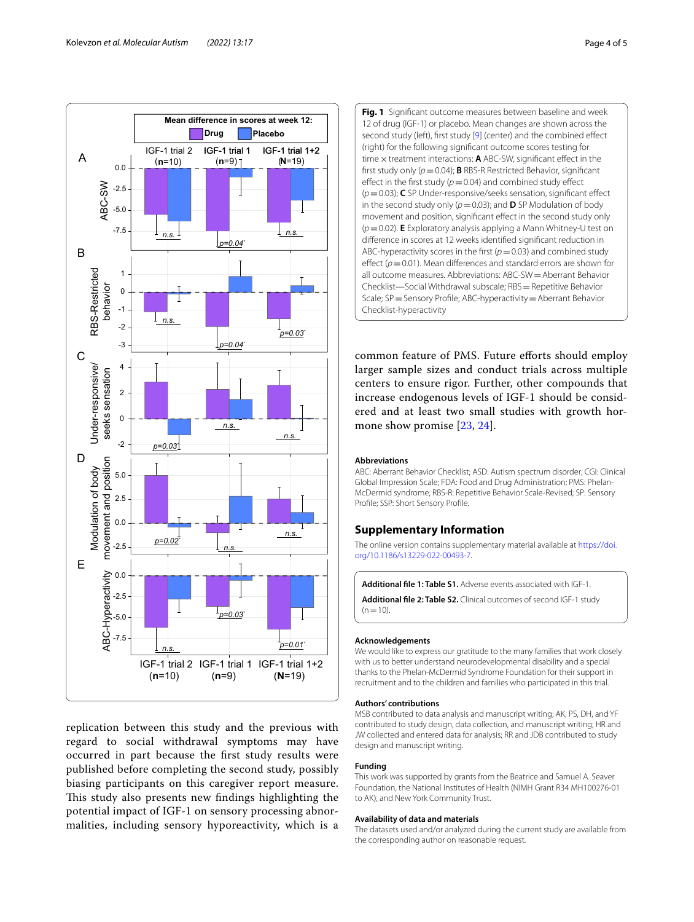**Fig. 1** Significant outcome measures between baseline and week 12 of drug (IGF-1) or placebo. Mean changes are shown across the second study (left), first study [9] (center) and the combined effect (right) for the following significant outcome scores testing for time × treatment interactions: **A** ABC-SW, significant effect in the first study only ($p = 0.04$); **B** RBS-R Restricted Behavior, significant effect in the first study ($p = 0.04$) and combined study effect ($p = 0.03$); **C** SP Under-responsive/seeks sensation, significant effect in the second study only ($p = 0.03$); and **D** SP Modulation of body movement and position, significant effect in the second study only ($p = 0.02$). **E** Exploratory analysis applying a Mann Whitney-U test on difference in scores at 12 weeks identified significant reduction in ABC-hyperactivity scores in the first ($p = 0.03$) and combined study effect ($p = 0.01$). Mean differences and standard errors are shown for all outcome measures. Abbreviations: ABC-SW = Aberrant Behavior Checklist—Social Withdrawal subscale; RBS = Repetitive Behavior Scale; SP = Sensory Profile; ABC-hyperactivity = Aberrant Behavior Checklist-hyperactivity

replication between this study and the previous with regard to social withdrawal symptoms may have occurred in part because the first study results were published before completing the second study, possibly biasing participants on this caregiver report measure. This study also presents new findings highlighting the potential impact of IGF-1 on sensory processing abnormalities, including sensory hyporeactivity, which is a common feature of PMS. Future efforts should employ larger sample sizes and conduct trials across multiple centers to ensure rigor. Further, other compounds that increase endogenous levels of IGF-1 should be considered and at least two small studies with growth hormone show promise [23, 24].

### Abbreviations

ABC: Aberrant Behavior Checklist; ASD: Autism spectrum disorder; CGI: Clinical Global Impression Scale; FDA: Food and Drug Administration; PMS: Phelan-McDermid syndrome; RBS-R: Repetitive Behavior Scale-Revised; SP: Sensory Profile; SSP: Short Sensory Profile.

## Supplementary Information

The online version contains supplementary material available at https://doi.org/10.1186/s13229-022-00493-7.

**Additional file 1: Table S1.** Adverse events associated with IGF-1.

**Additional file 2: Table S2.** Clinical outcomes of second IGF-1 study (n = 10).

### Acknowledgements

We would like to express our gratitude to the many families that work closely with us to better understand neurodevelopmental disability and a special thanks to the Phelan-McDermid Syndrome Foundation for their support in recruitment and to the children and families who participated in this trial.

### Authors' contributions

MSB contributed to data analysis and manuscript writing; AK, PS, DH, and YF contributed to study design, data collection, and manuscript writing; HR and JW collected and entered data for analysis; RR and JDB contributed to study design and manuscript writing.

### Funding

This work was supported by grants from the Beatrice and Samuel A. Seaver Foundation, the National Institutes of Health (NIMH Grant R34 MH100276-01 to AK), and New York Community Trust.

### Availability of data and materials

The datasets used and/or analyzed during the current study are available from the corresponding author on reasonable request.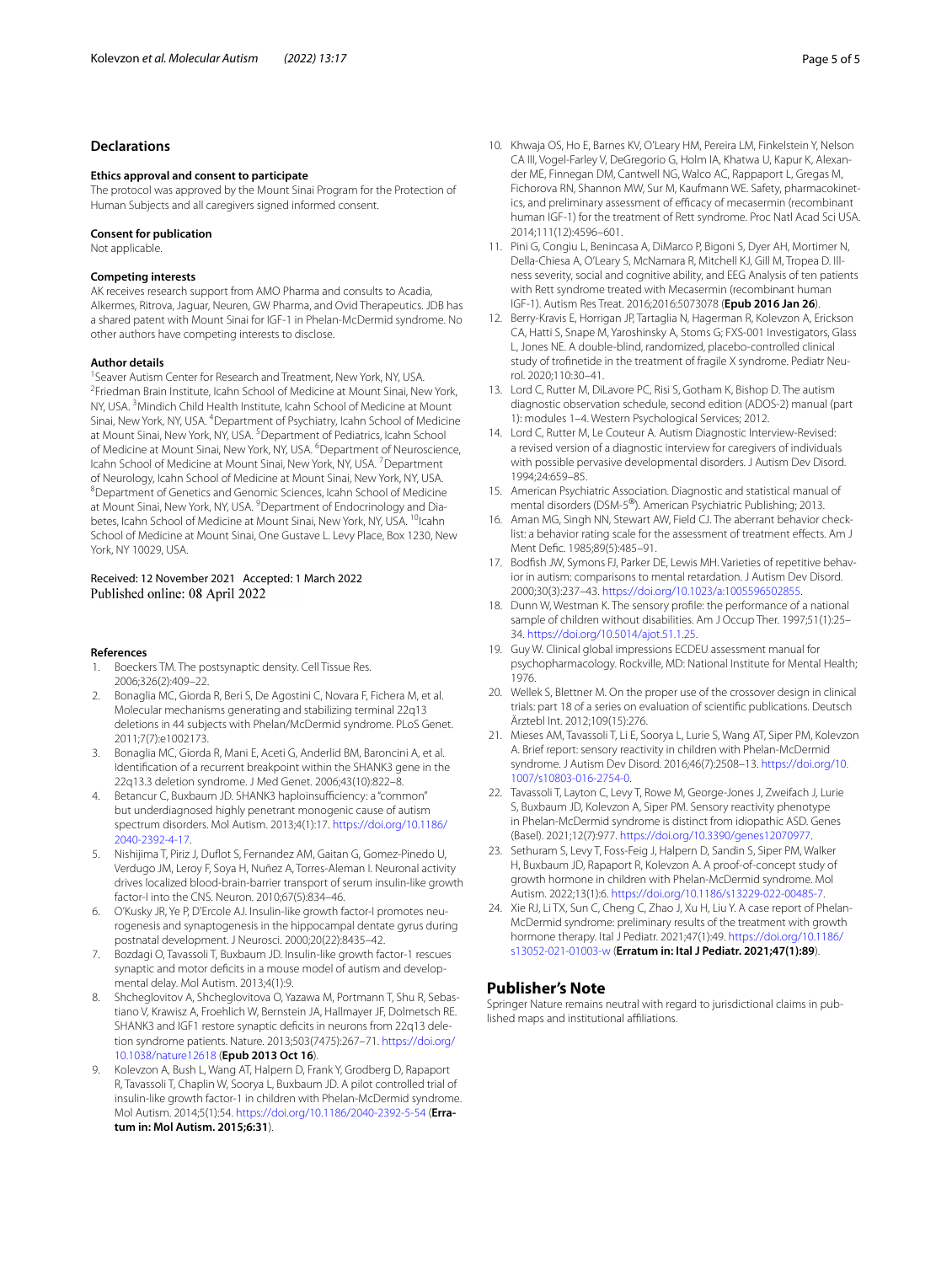## Declarations

### Ethics approval and consent to participate
The protocol was approved by the Mount Sinai Program for the Protection of Human Subjects and all caregivers signed informed consent.

### Consent for publication
Not applicable.

### Competing interests
AK receives research support from AMO Pharma and consults to Acadia, Alkermes, Ritrova, Jaguar, Neuren, GW Pharma, and Ovid Therapeutics. JDB has a shared patent with Mount Sinai for IGF-1 in Phelan-McDermid syndrome. No other authors have competing interests to disclose.

### Author details
[1]Seaver Autism Center for Research and Treatment, New York, NY, USA. [2]Friedman Brain Institute, Icahn School of Medicine at Mount Sinai, New York, NY, USA. [3]Mindich Child Health Institute, Icahn School of Medicine at Mount Sinai, New York, NY, USA. [4]Department of Psychiatry, Icahn School of Medicine at Mount Sinai, New York, NY, USA. [5]Department of Pediatrics, Icahn School of Medicine at Mount Sinai, New York, NY, USA. [6]Department of Neuroscience, Icahn School of Medicine at Mount Sinai, New York, NY, USA. [7]Department of Neurology, Icahn School of Medicine at Mount Sinai, New York, NY, USA. [8]Department of Genetics and Genomic Sciences, Icahn School of Medicine at Mount Sinai, New York, NY, USA. [9]Department of Endocrinology and Diabetes, Icahn School of Medicine at Mount Sinai, New York, NY, USA. [10]Icahn School of Medicine at Mount Sinai, One Gustave L. Levy Place, Box 1230, New York, NY 10029, USA.

Received: 12 November 2021 Accepted: 1 March 2022
Published online: 08 April 2022

## References

1. Boeckers TM. The postsynaptic density. Cell Tissue Res. 2006;326(2):409–22.
2. Bonaglia MC, Giorda R, Beri S, De Agostini C, Novara F, Fichera M, et al. Molecular mechanisms generating and stabilizing terminal 22q13 deletions in 44 subjects with Phelan/McDermid syndrome. PLoS Genet. 2011;7(7):e1002173.
3. Bonaglia MC, Giorda R, Mani E, Aceti G, Anderlid BM, Baroncini A, et al. Identification of a recurrent breakpoint within the SHANK3 gene in the 22q13.3 deletion syndrome. J Med Genet. 2006;43(10):822–8.
4. Betancur C, Buxbaum JD. SHANK3 haploinsufficiency: a "common" but underdiagnosed highly penetrant monogenic cause of autism spectrum disorders. Mol Autism. 2013;4(1):17. https://doi.org/10.1186/2040-2392-4-17.
5. Nishijima T, Piriz J, Duflot S, Fernandez AM, Gaitan G, Gomez-Pinedo U, Verdugo JM, Leroy F, Soya H, Nuñez A, Torres-Aleman I. Neuronal activity drives localized blood-brain-barrier transport of serum insulin-like growth factor-I into the CNS. Neuron. 2010;67(5):834–46.
6. O'Kusky JR, Ye P, D'Ercole AJ. Insulin-like growth factor-I promotes neurogenesis and synaptogenesis in the hippocampal dentate gyrus during postnatal development. J Neurosci. 2000;20(22):8435–42.
7. Bozdagi O, Tavassoli T, Buxbaum JD. Insulin-like growth factor-1 rescues synaptic and motor deficits in a mouse model of autism and developmental delay. Mol Autism. 2013;4(1):9.
8. Shcheglovitov A, Shcheglovitova O, Yazawa M, Portmann T, Shu R, Sebastiano V, Krawisz A, Froehlich W, Bernstein JA, Hallmayer JF, Dolmetsch RE. SHANK3 and IGF1 restore synaptic deficits in neurons from 22q13 deletion syndrome patients. Nature. 2013;503(7475):267–71. https://doi.org/10.1038/nature12618 (**Epub 2013 Oct 16**).
9. Kolevzon A, Bush L, Wang AT, Halpern D, Frank Y, Grodberg D, Rapaport R, Tavassoli T, Chaplin W, Soorya L, Buxbaum JD. A pilot controlled trial of insulin-like growth factor-1 in children with Phelan-McDermid syndrome. Mol Autism. 2014;5(1):54. https://doi.org/10.1186/2040-2392-5-54 (**Erratum in: Mol Autism. 2015;6:31**).
10. Khwaja OS, Ho E, Barnes KV, O'Leary HM, Pereira LM, Finkelstein Y, Nelson CA III, Vogel-Farley V, DeGregorio G, Holm IA, Khatwa U, Kapur K, Alexander ME, Finnegan DM, Cantwell NG, Walco AC, Rappaport L, Gregas M, Fichorova RN, Shannon MW, Sur M, Kaufmann WE. Safety, pharmacokinetics, and preliminary assessment of efficacy of mecasermin (recombinant human IGF-1) for the treatment of Rett syndrome. Proc Natl Acad Sci USA. 2014;111(12):4596–601.
11. Pini G, Congiu L, Benincasa A, DiMarco P, Bigoni S, Dyer AH, Mortimer N, Della-Chiesa A, O'Leary S, McNamara R, Mitchell KJ, Gill M, Tropea D. Illness severity, social and cognitive ability, and EEG Analysis of ten patients with Rett syndrome treated with Mecasermin (recombinant human IGF-1). Autism Res Treat. 2016;2016:5073078 (**Epub 2016 Jan 26**).
12. Berry-Kravis E, Horrigan JP, Tartaglia N, Hagerman R, Kolevzon A, Erickson CA, Hatti S, Snape M, Yaroshinsky A, Stoms G; FXS-001 Investigators, Glass L, Jones NE. A double-blind, randomized, placebo-controlled clinical study of trofinetide in the treatment of fragile X syndrome. Pediatr Neurol. 2020;110:30–41.
13. Lord C, Rutter M, DiLavore PC, Risi S, Gotham K, Bishop D. The autism diagnostic observation schedule, second edition (ADOS-2) manual (part 1): modules 1–4. Western Psychological Services; 2012.
14. Lord C, Rutter M, Le Couteur A. Autism Diagnostic Interview-Revised: a revised version of a diagnostic interview for caregivers of individuals with possible pervasive developmental disorders. J Autism Dev Disord. 1994;24:659–85.
15. American Psychiatric Association. Diagnostic and statistical manual of mental disorders (DSM-5®). American Psychiatric Publishing; 2013.
16. Aman MG, Singh NN, Stewart AW, Field CJ. The aberrant behavior checklist: a behavior rating scale for the assessment of treatment effects. Am J Ment Defic. 1985;89(5):485–91.
17. Bodfish JW, Symons FJ, Parker DE, Lewis MH. Varieties of repetitive behavior in autism: comparisons to mental retardation. J Autism Dev Disord. 2000;30(3):237–43. https://doi.org/10.1023/a:1005596502855.
18. Dunn W, Westman K. The sensory profile: the performance of a national sample of children without disabilities. Am J Occup Ther. 1997;51(1):25–34. https://doi.org/10.5014/ajot.51.1.25.
19. Guy W. Clinical global impressions ECDEU assessment manual for psychopharmacology. Rockville, MD: National Institute for Mental Health; 1976.
20. Wellek S, Blettner M. On the proper use of the crossover design in clinical trials: part 18 of a series on evaluation of scientific publications. Deutsch Ärztebl Int. 2012;109(15):276.
21. Mieses AM, Tavassoli T, Li E, Soorya L, Lurie S, Wang AT, Siper PM, Kolevzon A. Brief report: sensory reactivity in children with Phelan-McDermid syndrome. J Autism Dev Disord. 2016;46(7):2508–13. https://doi.org/10.1007/s10803-016-2754-0.
22. Tavassoli T, Layton C, Levy T, Rowe M, George-Jones J, Zweifach J, Lurie S, Buxbaum JD, Kolevzon A, Siper PM. Sensory reactivity phenotype in Phelan-McDermid syndrome is distinct from idiopathic ASD. Genes (Basel). 2021;12(7):977. https://doi.org/10.3390/genes12070977.
23. Sethuram S, Levy T, Foss-Feig J, Halpern D, Sandin S, Siper PM, Walker H, Buxbaum JD, Rapaport R, Kolevzon A. A proof-of-concept study of growth hormone in children with Phelan-McDermid syndrome. Mol Autism. 2022;13(1):6. https://doi.org/10.1186/s13229-022-00485-7.
24. Xie RJ, Li TX, Sun C, Cheng C, Zhao J, Xu H, Liu Y. A case report of Phelan-McDermid syndrome: preliminary results of the treatment with growth hormone therapy. Ital J Pediatr. 2021;47(1):49. https://doi.org/10.1186/s13052-021-01003-w (**Erratum in: Ital J Pediatr. 2021;47(1):89**).

## Publisher's Note
Springer Nature remains neutral with regard to jurisdictional claims in published maps and institutional affiliations.